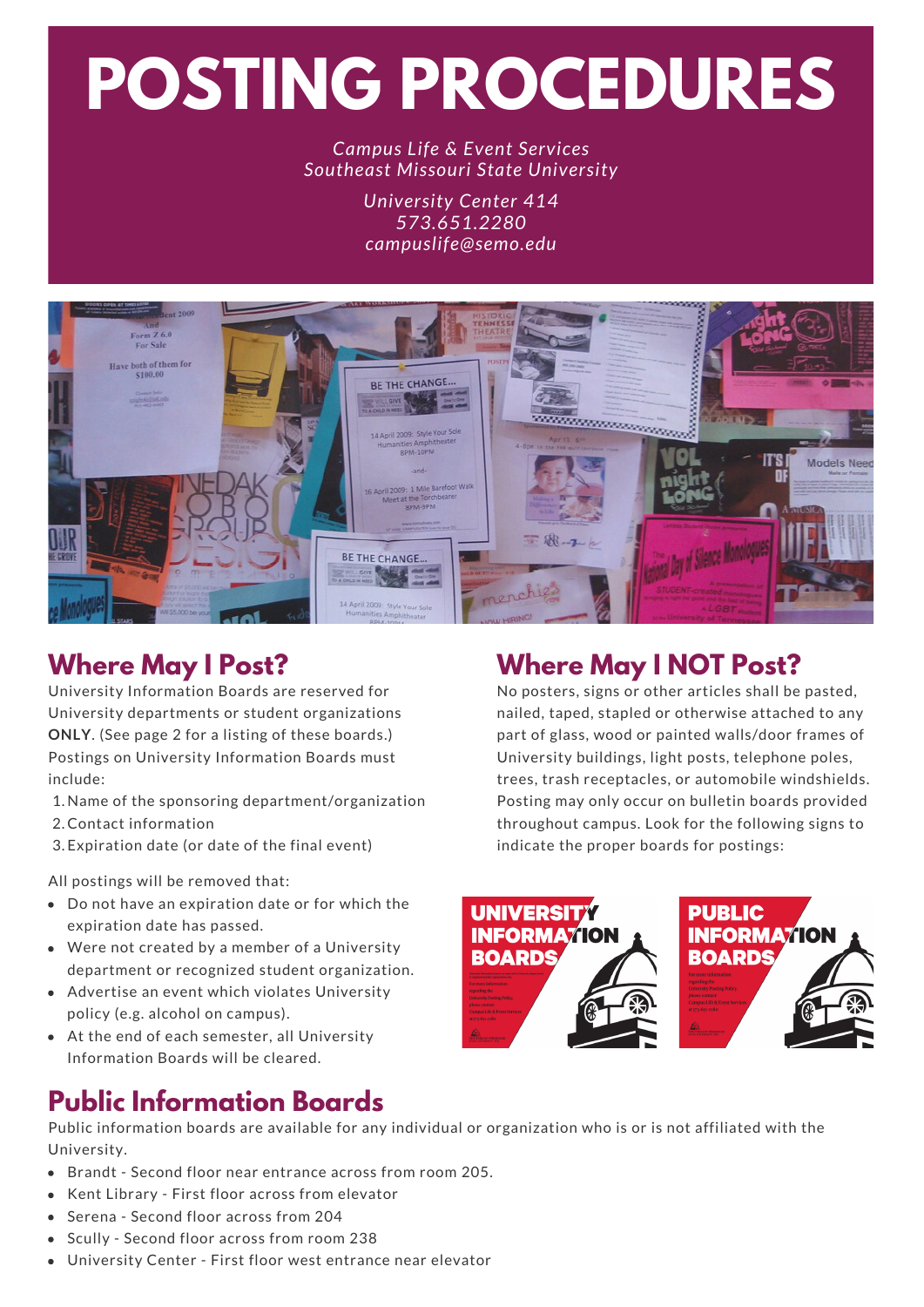# POSTING PROCEDURES

*Campus Life & Event Services*
*Southeast Missouri State University*

*University Center 414*
*573.651.2280*
*campuslife@semo.edu*

## Where May I Post?

University Information Boards are reserved for University departments or student organizations **ONLY**. (See page 2 for a listing of these boards.) Postings on University Information Boards must include:

1. Name of the sponsoring department/organization
2. Contact information
3. Expiration date (or date of the final event)

All postings will be removed that:

- Do not have an expiration date or for which the expiration date has passed.
- Were not created by a member of a University department or recognized student organization.
- Advertise an event which violates University policy (e.g. alcohol on campus).
- At the end of each semester, all University Information Boards will be cleared.

## Where May I NOT Post?

No posters, signs or other articles shall be pasted, nailed, taped, stapled or otherwise attached to any part of glass, wood or painted walls/door frames of University buildings, light posts, telephone poles, trees, trash receptacles, or automobile windshields. Posting may only occur on bulletin boards provided throughout campus. Look for the following signs to indicate the proper boards for postings:

UNIVERSITY INFORMATION BOARDS

PUBLIC INFORMATION BOARDS

## Public Information Boards

Public information boards are available for any individual or organization who is or is not affiliated with the University.

- Brandt - Second floor near entrance across from room 205.
- Kent Library - First floor across from elevator
- Serena - Second floor across from 204
- Scully - Second floor across from room 238
- University Center - First floor west entrance near elevator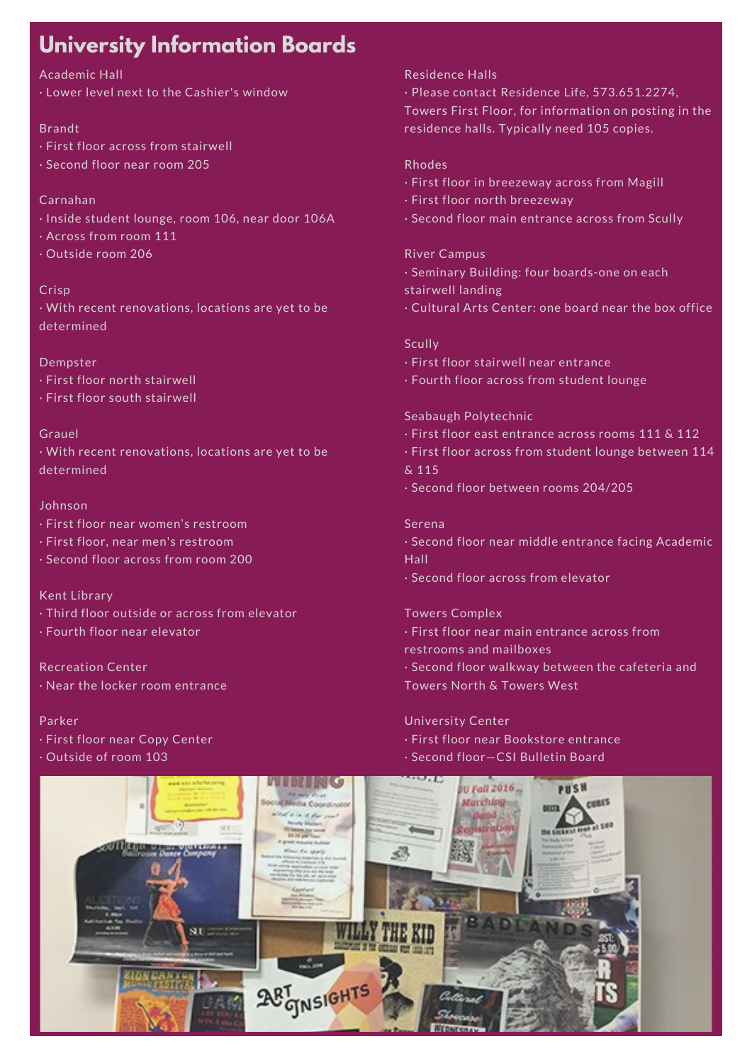# University Information Boards

Academic Hall
- Lower level next to the Cashier's window

Brandt
- First floor across from stairwell
- Second floor near room 205

Carnahan
- Inside student lounge, room 106, near door 106A
- Across from room 111
- Outside room 206

Crisp
- With recent renovations, locations are yet to be determined

Dempster
- First floor north stairwell
- First floor south stairwell

Grauel
- With recent renovations, locations are yet to be determined

Johnson
- First floor near women's restroom
- First floor, near men's restroom
- Second floor across from room 200

Kent Library
- Third floor outside or across from elevator
- Fourth floor near elevator

Recreation Center
- Near the locker room entrance

Parker
- First floor near Copy Center
- Outside of room 103

Residence Halls
- Please contact Residence Life, 573.651.2274, Towers First Floor, for information on posting in the residence halls. Typically need 105 copies.

Rhodes
- First floor in breezeway across from Magill
- First floor north breezeway
- Second floor main entrance across from Scully

River Campus
- Seminary Building: four boards-one on each stairwell landing
- Cultural Arts Center: one board near the box office

Scully
- First floor stairwell near entrance
- Fourth floor across from student lounge

Seabaugh Polytechnic
- First floor east entrance across rooms 111 & 112
- First floor across from student lounge between 114 & 115
- Second floor between rooms 204/205

Serena
- Second floor near middle entrance facing Academic Hall
- Second floor across from elevator

Towers Complex
- First floor near main entrance across from restrooms and mailboxes
- Second floor walkway between the cafeteria and Towers North & Towers West

University Center
- First floor near Bookstore entrance
- Second floor—CSI Bulletin Board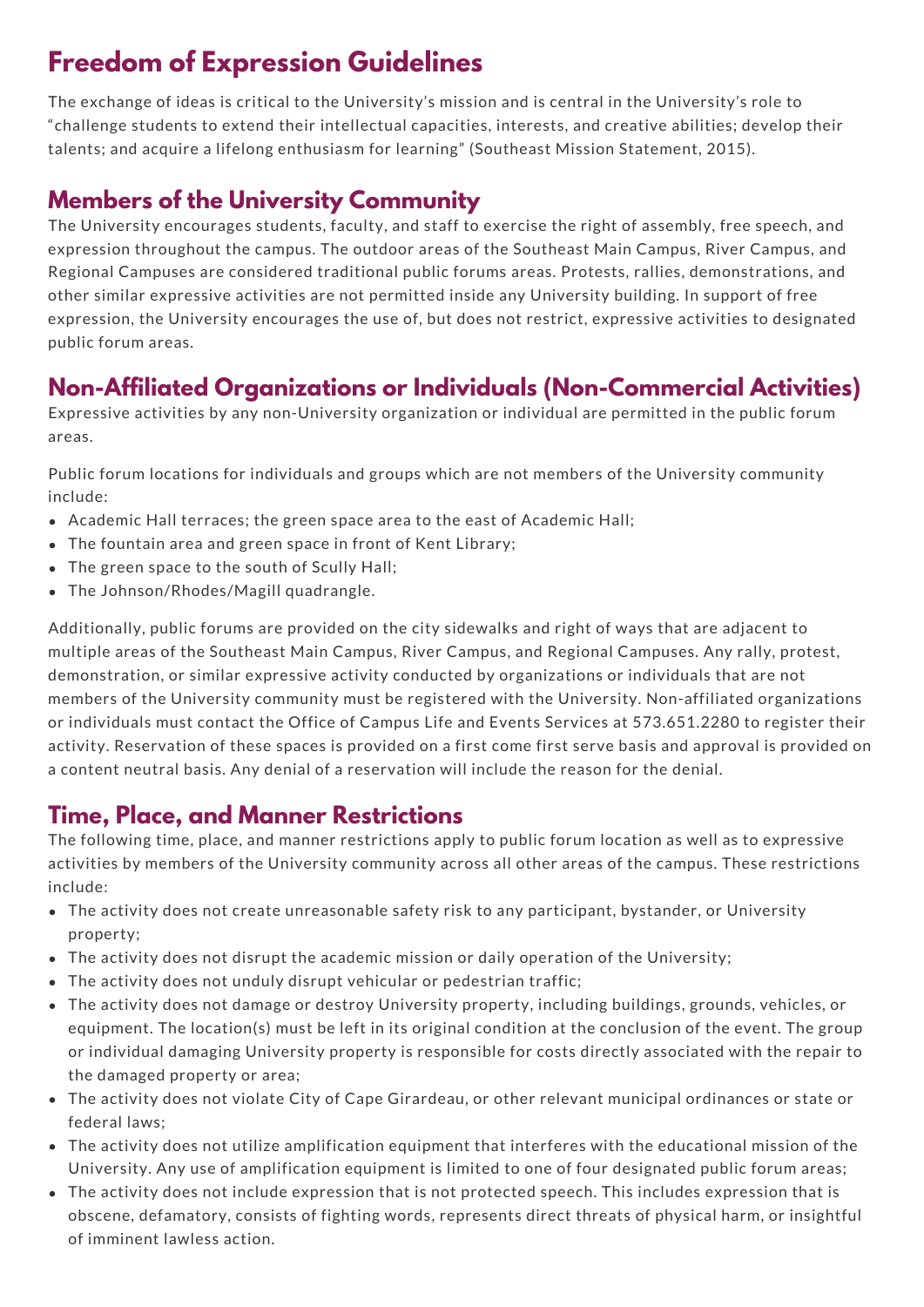# Freedom of Expression Guidelines

The exchange of ideas is critical to the University's mission and is central in the University's role to "challenge students to extend their intellectual capacities, interests, and creative abilities; develop their talents; and acquire a lifelong enthusiasm for learning" (Southeast Mission Statement, 2015).

## Members of the University Community

The University encourages students, faculty, and staff to exercise the right of assembly, free speech, and expression throughout the campus. The outdoor areas of the Southeast Main Campus, River Campus, and Regional Campuses are considered traditional public forums areas. Protests, rallies, demonstrations, and other similar expressive activities are not permitted inside any University building. In support of free expression, the University encourages the use of, but does not restrict, expressive activities to designated public forum areas.

## Non-Affiliated Organizations or Individuals (Non-Commercial Activities)

Expressive activities by any non-University organization or individual are permitted in the public forum areas.

Public forum locations for individuals and groups which are not members of the University community include:

- Academic Hall terraces; the green space area to the east of Academic Hall;
- The fountain area and green space in front of Kent Library;
- The green space to the south of Scully Hall;
- The Johnson/Rhodes/Magill quadrangle.

Additionally, public forums are provided on the city sidewalks and right of ways that are adjacent to multiple areas of the Southeast Main Campus, River Campus, and Regional Campuses. Any rally, protest, demonstration, or similar expressive activity conducted by organizations or individuals that are not members of the University community must be registered with the University. Non-affiliated organizations or individuals must contact the Office of Campus Life and Events Services at 573.651.2280 to register their activity. Reservation of these spaces is provided on a first come first serve basis and approval is provided on a content neutral basis. Any denial of a reservation will include the reason for the denial.

## Time, Place, and Manner Restrictions

The following time, place, and manner restrictions apply to public forum location as well as to expressive activities by members of the University community across all other areas of the campus. These restrictions include:

- The activity does not create unreasonable safety risk to any participant, bystander, or University property;
- The activity does not disrupt the academic mission or daily operation of the University;
- The activity does not unduly disrupt vehicular or pedestrian traffic;
- The activity does not damage or destroy University property, including buildings, grounds, vehicles, or equipment. The location(s) must be left in its original condition at the conclusion of the event. The group or individual damaging University property is responsible for costs directly associated with the repair to the damaged property or area;
- The activity does not violate City of Cape Girardeau, or other relevant municipal ordinances or state or federal laws;
- The activity does not utilize amplification equipment that interferes with the educational mission of the University. Any use of amplification equipment is limited to one of four designated public forum areas;
- The activity does not include expression that is not protected speech. This includes expression that is obscene, defamatory, consists of fighting words, represents direct threats of physical harm, or insightful of imminent lawless action.